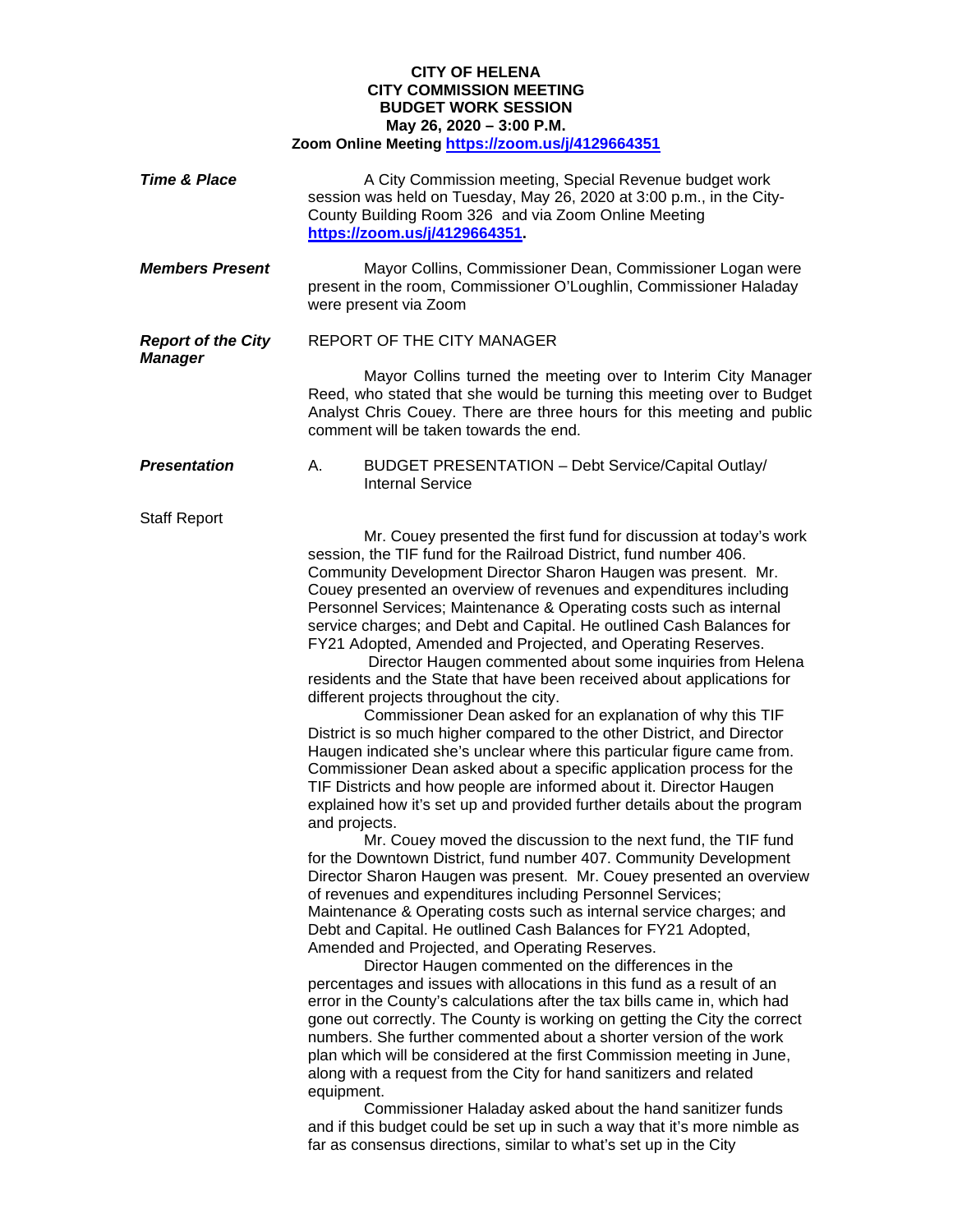**CITY OF HELENA**
**CITY COMMISSION MEETING**
**BUDGET WORK SESSION**
**May 26, 2020 – 3:00 P.M.**
**Zoom Online Meeting https://zoom.us/j/4129664351**

***Time & Place***

A City Commission meeting, Special Revenue budget work session was held on Tuesday, May 26, 2020 at 3:00 p.m., in the City-County Building Room 326 and via Zoom Online Meeting **https://zoom.us/j/4129664351**.

***Members Present***

Mayor Collins, Commissioner Dean, Commissioner Logan were present in the room, Commissioner O'Loughlin, Commissioner Haladay were present via Zoom

***Report of the City Manager***

REPORT OF THE CITY MANAGER

Mayor Collins turned the meeting over to Interim City Manager Reed, who stated that she would be turning this meeting over to Budget Analyst Chris Couey. There are three hours for this meeting and public comment will be taken towards the end.

***Presentation***

A. BUDGET PRESENTATION – Debt Service/Capital Outlay/ Internal Service

Staff Report

Mr. Couey presented the first fund for discussion at today's work session, the TIF fund for the Railroad District, fund number 406. Community Development Director Sharon Haugen was present. Mr. Couey presented an overview of revenues and expenditures including Personnel Services; Maintenance & Operating costs such as internal service charges; and Debt and Capital. He outlined Cash Balances for FY21 Adopted, Amended and Projected, and Operating Reserves.

Director Haugen commented about some inquiries from Helena residents and the State that have been received about applications for different projects throughout the city.

Commissioner Dean asked for an explanation of why this TIF District is so much higher compared to the other District, and Director Haugen indicated she's unclear where this particular figure came from. Commissioner Dean asked about a specific application process for the TIF Districts and how people are informed about it. Director Haugen explained how it's set up and provided further details about the program and projects.

Mr. Couey moved the discussion to the next fund, the TIF fund for the Downtown District, fund number 407. Community Development Director Sharon Haugen was present. Mr. Couey presented an overview of revenues and expenditures including Personnel Services; Maintenance & Operating costs such as internal service charges; and Debt and Capital. He outlined Cash Balances for FY21 Adopted, Amended and Projected, and Operating Reserves.

Director Haugen commented on the differences in the percentages and issues with allocations in this fund as a result of an error in the County's calculations after the tax bills came in, which had gone out correctly. The County is working on getting the City the correct numbers. She further commented about a shorter version of the work plan which will be considered at the first Commission meeting in June, along with a request from the City for hand sanitizers and related equipment.

Commissioner Haladay asked about the hand sanitizer funds and if this budget could be set up in such a way that it's more nimble as far as consensus directions, similar to what's set up in the City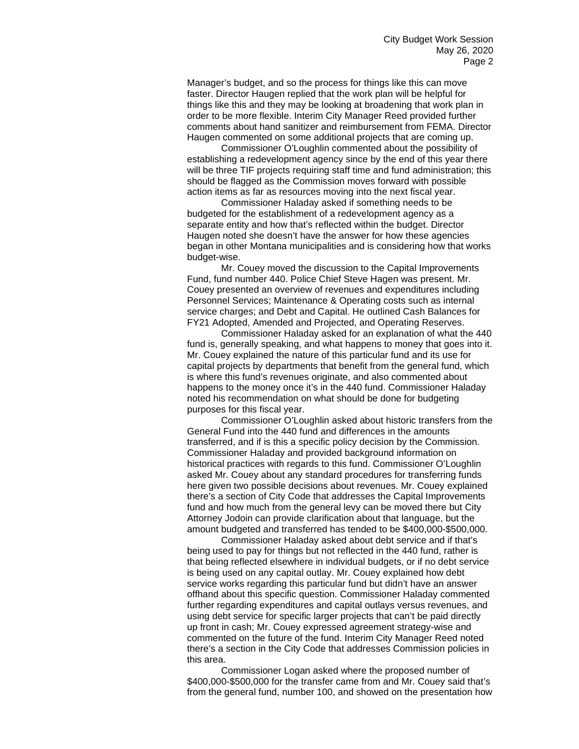Manager's budget, and so the process for things like this can move faster. Director Haugen replied that the work plan will be helpful for things like this and they may be looking at broadening that work plan in order to be more flexible. Interim City Manager Reed provided further comments about hand sanitizer and reimbursement from FEMA. Director Haugen commented on some additional projects that are coming up.

Commissioner O'Loughlin commented about the possibility of establishing a redevelopment agency since by the end of this year there will be three TIF projects requiring staff time and fund administration; this should be flagged as the Commission moves forward with possible action items as far as resources moving into the next fiscal year.

Commissioner Haladay asked if something needs to be budgeted for the establishment of a redevelopment agency as a separate entity and how that's reflected within the budget. Director Haugen noted she doesn't have the answer for how these agencies began in other Montana municipalities and is considering how that works budget-wise.

Mr. Couey moved the discussion to the Capital Improvements Fund, fund number 440. Police Chief Steve Hagen was present. Mr. Couey presented an overview of revenues and expenditures including Personnel Services; Maintenance & Operating costs such as internal service charges; and Debt and Capital. He outlined Cash Balances for FY21 Adopted, Amended and Projected, and Operating Reserves.

Commissioner Haladay asked for an explanation of what the 440 fund is, generally speaking, and what happens to money that goes into it. Mr. Couey explained the nature of this particular fund and its use for capital projects by departments that benefit from the general fund, which is where this fund's revenues originate, and also commented about happens to the money once it's in the 440 fund. Commissioner Haladay noted his recommendation on what should be done for budgeting purposes for this fiscal year.

Commissioner O'Loughlin asked about historic transfers from the General Fund into the 440 fund and differences in the amounts transferred, and if is this a specific policy decision by the Commission. Commissioner Haladay and provided background information on historical practices with regards to this fund. Commissioner O'Loughlin asked Mr. Couey about any standard procedures for transferring funds here given two possible decisions about revenues. Mr. Couey explained there's a section of City Code that addresses the Capital Improvements fund and how much from the general levy can be moved there but City Attorney Jodoin can provide clarification about that language, but the amount budgeted and transferred has tended to be $400,000-$500,000.

Commissioner Haladay asked about debt service and if that's being used to pay for things but not reflected in the 440 fund, rather is that being reflected elsewhere in individual budgets, or if no debt service is being used on any capital outlay. Mr. Couey explained how debt service works regarding this particular fund but didn't have an answer offhand about this specific question. Commissioner Haladay commented further regarding expenditures and capital outlays versus revenues, and using debt service for specific larger projects that can't be paid directly up front in cash; Mr. Couey expressed agreement strategy-wise and commented on the future of the fund. Interim City Manager Reed noted there's a section in the City Code that addresses Commission policies in this area.

Commissioner Logan asked where the proposed number of $400,000-$500,000 for the transfer came from and Mr. Couey said that's from the general fund, number 100, and showed on the presentation how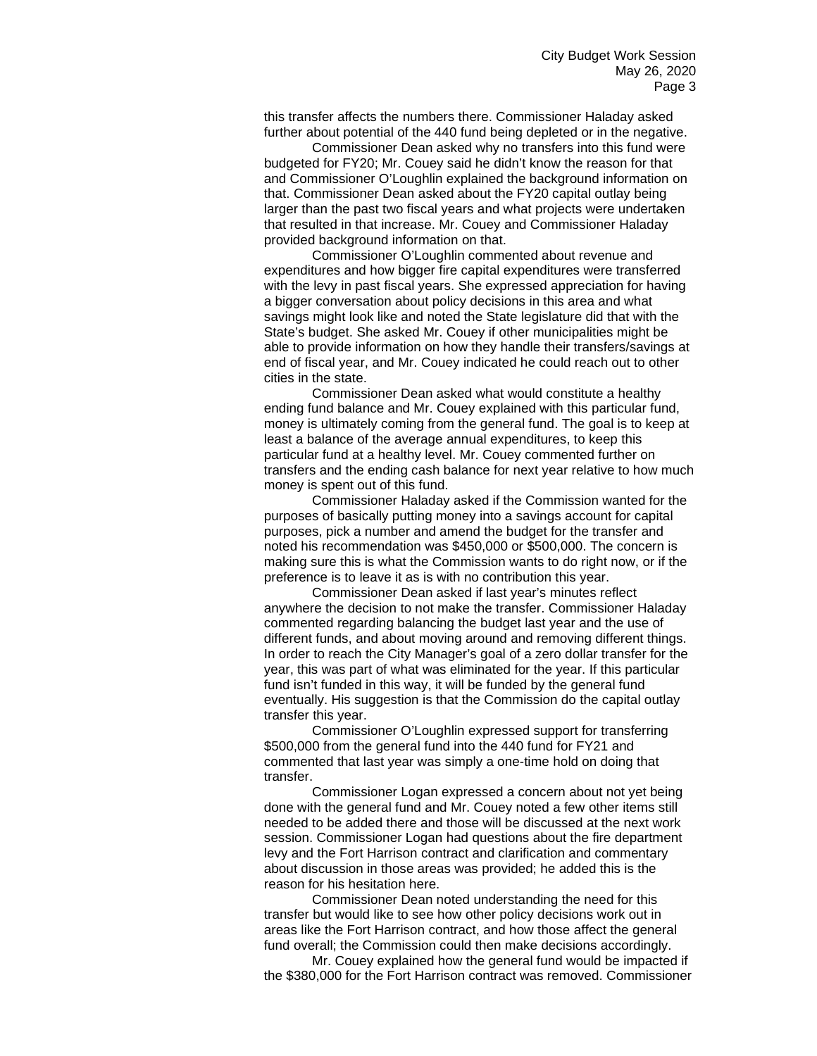this transfer affects the numbers there. Commissioner Haladay asked further about potential of the 440 fund being depleted or in the negative.

Commissioner Dean asked why no transfers into this fund were budgeted for FY20; Mr. Couey said he didn't know the reason for that and Commissioner O'Loughlin explained the background information on that. Commissioner Dean asked about the FY20 capital outlay being larger than the past two fiscal years and what projects were undertaken that resulted in that increase. Mr. Couey and Commissioner Haladay provided background information on that.

Commissioner O'Loughlin commented about revenue and expenditures and how bigger fire capital expenditures were transferred with the levy in past fiscal years. She expressed appreciation for having a bigger conversation about policy decisions in this area and what savings might look like and noted the State legislature did that with the State's budget. She asked Mr. Couey if other municipalities might be able to provide information on how they handle their transfers/savings at end of fiscal year, and Mr. Couey indicated he could reach out to other cities in the state.

Commissioner Dean asked what would constitute a healthy ending fund balance and Mr. Couey explained with this particular fund, money is ultimately coming from the general fund. The goal is to keep at least a balance of the average annual expenditures, to keep this particular fund at a healthy level. Mr. Couey commented further on transfers and the ending cash balance for next year relative to how much money is spent out of this fund.

Commissioner Haladay asked if the Commission wanted for the purposes of basically putting money into a savings account for capital purposes, pick a number and amend the budget for the transfer and noted his recommendation was $450,000 or $500,000. The concern is making sure this is what the Commission wants to do right now, or if the preference is to leave it as is with no contribution this year.

Commissioner Dean asked if last year's minutes reflect anywhere the decision to not make the transfer. Commissioner Haladay commented regarding balancing the budget last year and the use of different funds, and about moving around and removing different things. In order to reach the City Manager's goal of a zero dollar transfer for the year, this was part of what was eliminated for the year. If this particular fund isn't funded in this way, it will be funded by the general fund eventually. His suggestion is that the Commission do the capital outlay transfer this year.

Commissioner O'Loughlin expressed support for transferring $500,000 from the general fund into the 440 fund for FY21 and commented that last year was simply a one-time hold on doing that transfer.

Commissioner Logan expressed a concern about not yet being done with the general fund and Mr. Couey noted a few other items still needed to be added there and those will be discussed at the next work session. Commissioner Logan had questions about the fire department levy and the Fort Harrison contract and clarification and commentary about discussion in those areas was provided; he added this is the reason for his hesitation here.

Commissioner Dean noted understanding the need for this transfer but would like to see how other policy decisions work out in areas like the Fort Harrison contract, and how those affect the general fund overall; the Commission could then make decisions accordingly.

Mr. Couey explained how the general fund would be impacted if the $380,000 for the Fort Harrison contract was removed. Commissioner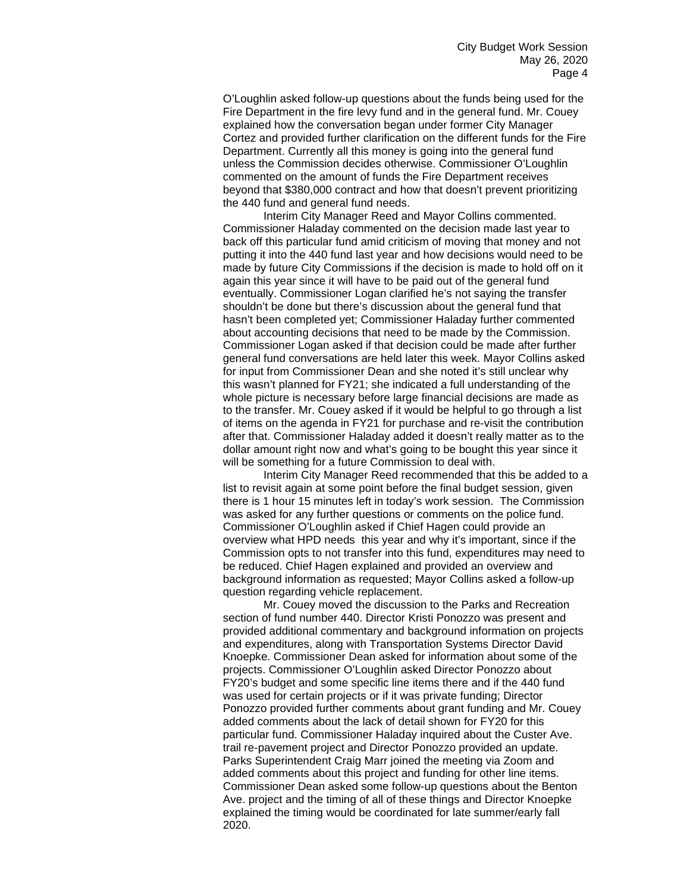O'Loughlin asked follow-up questions about the funds being used for the Fire Department in the fire levy fund and in the general fund. Mr. Couey explained how the conversation began under former City Manager Cortez and provided further clarification on the different funds for the Fire Department. Currently all this money is going into the general fund unless the Commission decides otherwise. Commissioner O'Loughlin commented on the amount of funds the Fire Department receives beyond that $380,000 contract and how that doesn't prevent prioritizing the 440 fund and general fund needs.

Interim City Manager Reed and Mayor Collins commented. Commissioner Haladay commented on the decision made last year to back off this particular fund amid criticism of moving that money and not putting it into the 440 fund last year and how decisions would need to be made by future City Commissions if the decision is made to hold off on it again this year since it will have to be paid out of the general fund eventually. Commissioner Logan clarified he's not saying the transfer shouldn't be done but there's discussion about the general fund that hasn't been completed yet; Commissioner Haladay further commented about accounting decisions that need to be made by the Commission. Commissioner Logan asked if that decision could be made after further general fund conversations are held later this week. Mayor Collins asked for input from Commissioner Dean and she noted it's still unclear why this wasn't planned for FY21; she indicated a full understanding of the whole picture is necessary before large financial decisions are made as to the transfer. Mr. Couey asked if it would be helpful to go through a list of items on the agenda in FY21 for purchase and re-visit the contribution after that. Commissioner Haladay added it doesn't really matter as to the dollar amount right now and what's going to be bought this year since it will be something for a future Commission to deal with.

Interim City Manager Reed recommended that this be added to a list to revisit again at some point before the final budget session, given there is 1 hour 15 minutes left in today's work session. The Commission was asked for any further questions or comments on the police fund. Commissioner O'Loughlin asked if Chief Hagen could provide an overview what HPD needs this year and why it's important, since if the Commission opts to not transfer into this fund, expenditures may need to be reduced. Chief Hagen explained and provided an overview and background information as requested; Mayor Collins asked a follow-up question regarding vehicle replacement.

Mr. Couey moved the discussion to the Parks and Recreation section of fund number 440. Director Kristi Ponozzo was present and provided additional commentary and background information on projects and expenditures, along with Transportation Systems Director David Knoepke. Commissioner Dean asked for information about some of the projects. Commissioner O'Loughlin asked Director Ponozzo about FY20's budget and some specific line items there and if the 440 fund was used for certain projects or if it was private funding; Director Ponozzo provided further comments about grant funding and Mr. Couey added comments about the lack of detail shown for FY20 for this particular fund. Commissioner Haladay inquired about the Custer Ave. trail re-pavement project and Director Ponozzo provided an update. Parks Superintendent Craig Marr joined the meeting via Zoom and added comments about this project and funding for other line items. Commissioner Dean asked some follow-up questions about the Benton Ave. project and the timing of all of these things and Director Knoepke explained the timing would be coordinated for late summer/early fall 2020.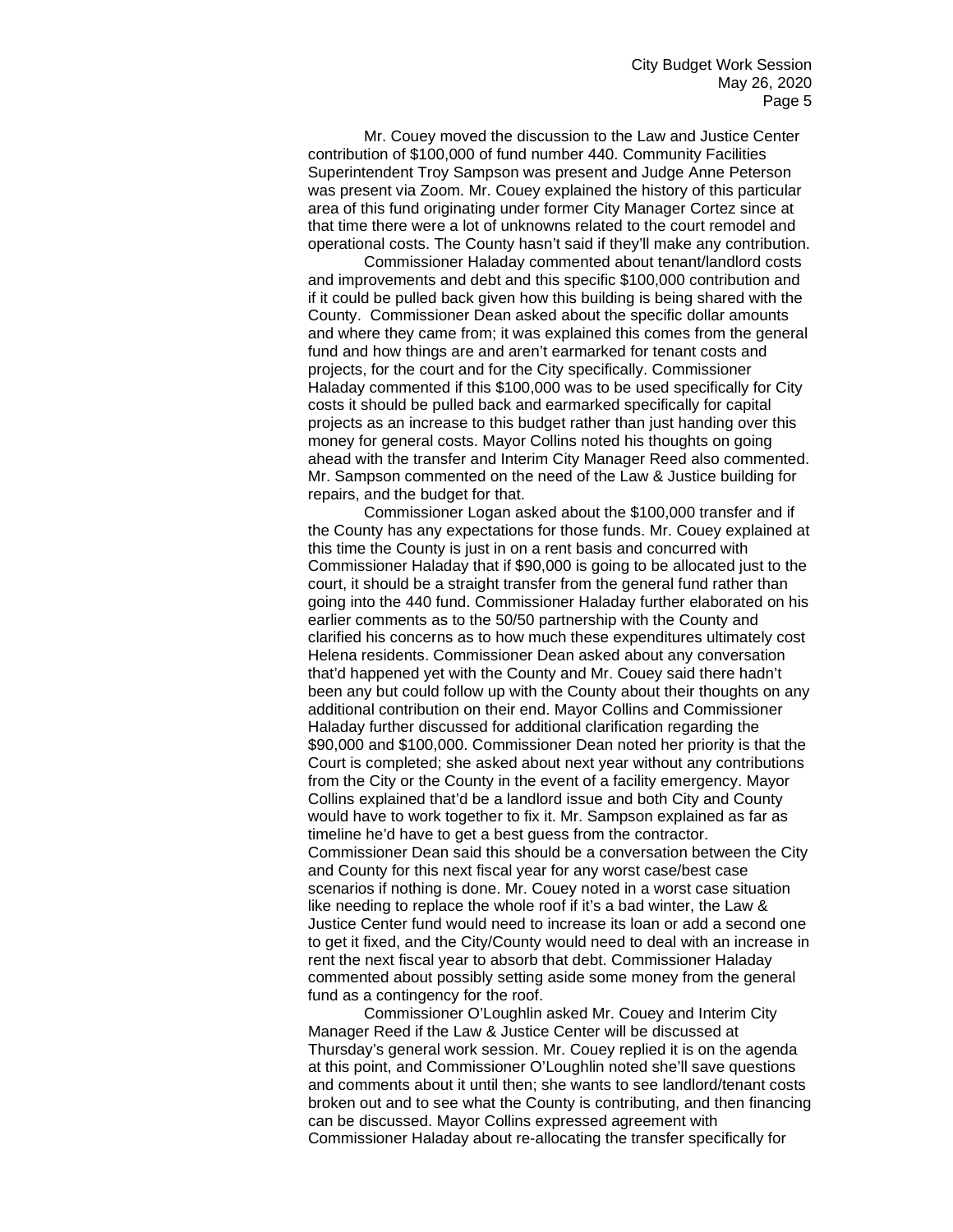Mr. Couey moved the discussion to the Law and Justice Center contribution of $100,000 of fund number 440. Community Facilities Superintendent Troy Sampson was present and Judge Anne Peterson was present via Zoom. Mr. Couey explained the history of this particular area of this fund originating under former City Manager Cortez since at that time there were a lot of unknowns related to the court remodel and operational costs. The County hasn't said if they'll make any contribution.

Commissioner Haladay commented about tenant/landlord costs and improvements and debt and this specific $100,000 contribution and if it could be pulled back given how this building is being shared with the County. Commissioner Dean asked about the specific dollar amounts and where they came from; it was explained this comes from the general fund and how things are and aren't earmarked for tenant costs and projects, for the court and for the City specifically. Commissioner Haladay commented if this $100,000 was to be used specifically for City costs it should be pulled back and earmarked specifically for capital projects as an increase to this budget rather than just handing over this money for general costs. Mayor Collins noted his thoughts on going ahead with the transfer and Interim City Manager Reed also commented. Mr. Sampson commented on the need of the Law & Justice building for repairs, and the budget for that.

Commissioner Logan asked about the $100,000 transfer and if the County has any expectations for those funds. Mr. Couey explained at this time the County is just in on a rent basis and concurred with Commissioner Haladay that if $90,000 is going to be allocated just to the court, it should be a straight transfer from the general fund rather than going into the 440 fund. Commissioner Haladay further elaborated on his earlier comments as to the 50/50 partnership with the County and clarified his concerns as to how much these expenditures ultimately cost Helena residents. Commissioner Dean asked about any conversation that'd happened yet with the County and Mr. Couey said there hadn't been any but could follow up with the County about their thoughts on any additional contribution on their end. Mayor Collins and Commissioner Haladay further discussed for additional clarification regarding the $90,000 and $100,000. Commissioner Dean noted her priority is that the Court is completed; she asked about next year without any contributions from the City or the County in the event of a facility emergency. Mayor Collins explained that'd be a landlord issue and both City and County would have to work together to fix it. Mr. Sampson explained as far as timeline he'd have to get a best guess from the contractor. Commissioner Dean said this should be a conversation between the City and County for this next fiscal year for any worst case/best case scenarios if nothing is done. Mr. Couey noted in a worst case situation like needing to replace the whole roof if it's a bad winter, the Law & Justice Center fund would need to increase its loan or add a second one to get it fixed, and the City/County would need to deal with an increase in rent the next fiscal year to absorb that debt. Commissioner Haladay commented about possibly setting aside some money from the general fund as a contingency for the roof.

Commissioner O'Loughlin asked Mr. Couey and Interim City Manager Reed if the Law & Justice Center will be discussed at Thursday's general work session. Mr. Couey replied it is on the agenda at this point, and Commissioner O'Loughlin noted she'll save questions and comments about it until then; she wants to see landlord/tenant costs broken out and to see what the County is contributing, and then financing can be discussed. Mayor Collins expressed agreement with Commissioner Haladay about re-allocating the transfer specifically for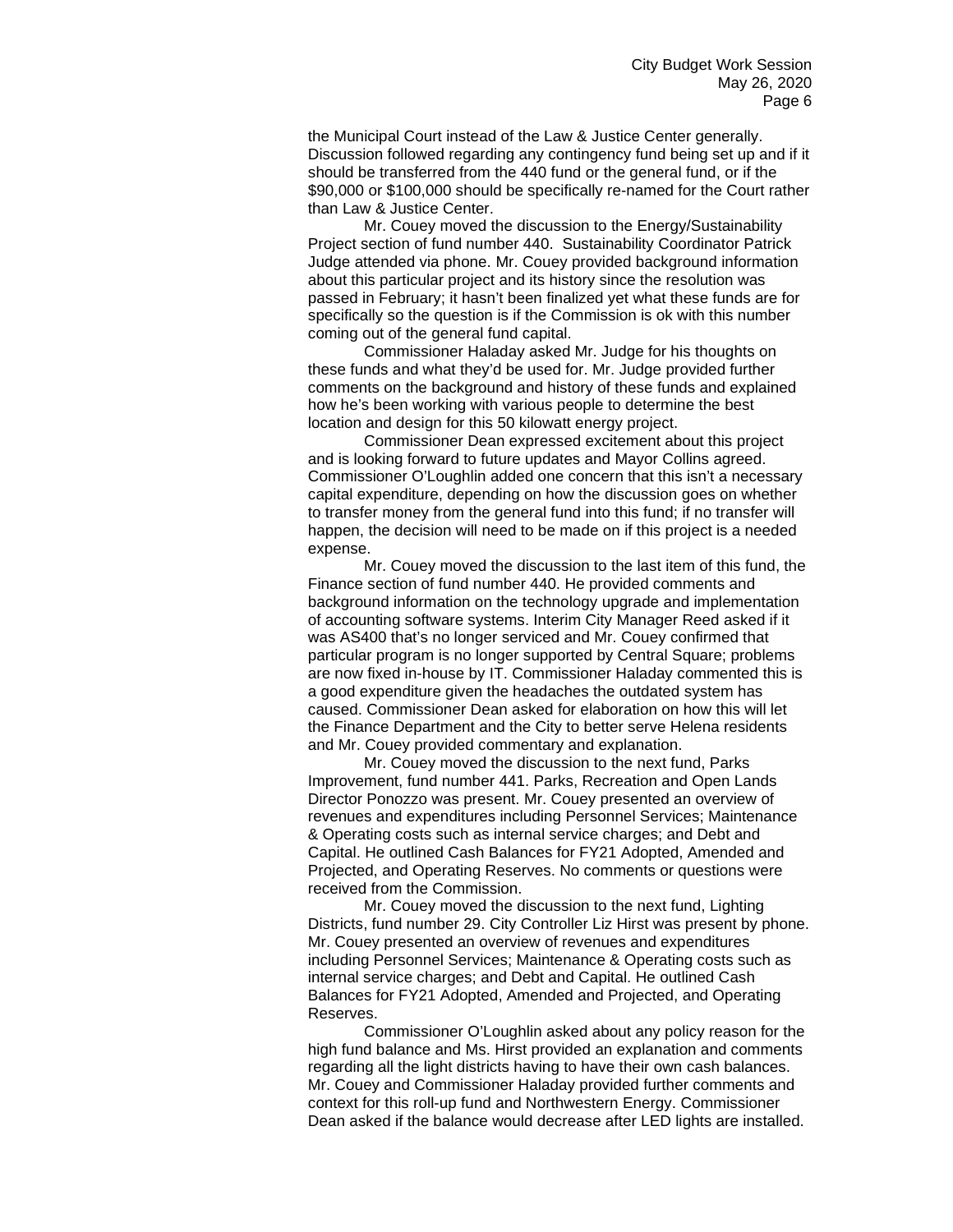the Municipal Court instead of the Law & Justice Center generally. Discussion followed regarding any contingency fund being set up and if it should be transferred from the 440 fund or the general fund, or if the $90,000 or $100,000 should be specifically re-named for the Court rather than Law & Justice Center.

Mr. Couey moved the discussion to the Energy/Sustainability Project section of fund number 440. Sustainability Coordinator Patrick Judge attended via phone. Mr. Couey provided background information about this particular project and its history since the resolution was passed in February; it hasn't been finalized yet what these funds are for specifically so the question is if the Commission is ok with this number coming out of the general fund capital.

Commissioner Haladay asked Mr. Judge for his thoughts on these funds and what they'd be used for. Mr. Judge provided further comments on the background and history of these funds and explained how he's been working with various people to determine the best location and design for this 50 kilowatt energy project.

Commissioner Dean expressed excitement about this project and is looking forward to future updates and Mayor Collins agreed. Commissioner O'Loughlin added one concern that this isn't a necessary capital expenditure, depending on how the discussion goes on whether to transfer money from the general fund into this fund; if no transfer will happen, the decision will need to be made on if this project is a needed expense.

Mr. Couey moved the discussion to the last item of this fund, the Finance section of fund number 440. He provided comments and background information on the technology upgrade and implementation of accounting software systems. Interim City Manager Reed asked if it was AS400 that's no longer serviced and Mr. Couey confirmed that particular program is no longer supported by Central Square; problems are now fixed in-house by IT. Commissioner Haladay commented this is a good expenditure given the headaches the outdated system has caused. Commissioner Dean asked for elaboration on how this will let the Finance Department and the City to better serve Helena residents and Mr. Couey provided commentary and explanation.

Mr. Couey moved the discussion to the next fund, Parks Improvement, fund number 441. Parks, Recreation and Open Lands Director Ponozzo was present. Mr. Couey presented an overview of revenues and expenditures including Personnel Services; Maintenance & Operating costs such as internal service charges; and Debt and Capital. He outlined Cash Balances for FY21 Adopted, Amended and Projected, and Operating Reserves. No comments or questions were received from the Commission.

Mr. Couey moved the discussion to the next fund, Lighting Districts, fund number 29. City Controller Liz Hirst was present by phone. Mr. Couey presented an overview of revenues and expenditures including Personnel Services; Maintenance & Operating costs such as internal service charges; and Debt and Capital. He outlined Cash Balances for FY21 Adopted, Amended and Projected, and Operating Reserves.

Commissioner O'Loughlin asked about any policy reason for the high fund balance and Ms. Hirst provided an explanation and comments regarding all the light districts having to have their own cash balances. Mr. Couey and Commissioner Haladay provided further comments and context for this roll-up fund and Northwestern Energy. Commissioner Dean asked if the balance would decrease after LED lights are installed.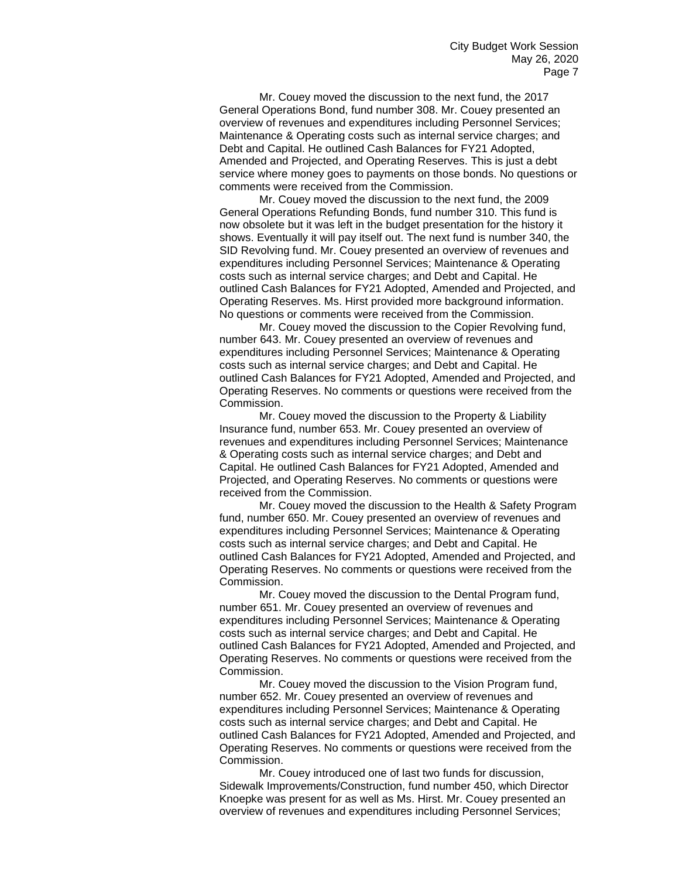Mr. Couey moved the discussion to the next fund, the 2017 General Operations Bond, fund number 308. Mr. Couey presented an overview of revenues and expenditures including Personnel Services; Maintenance & Operating costs such as internal service charges; and Debt and Capital. He outlined Cash Balances for FY21 Adopted, Amended and Projected, and Operating Reserves. This is just a debt service where money goes to payments on those bonds. No questions or comments were received from the Commission.

Mr. Couey moved the discussion to the next fund, the 2009 General Operations Refunding Bonds, fund number 310. This fund is now obsolete but it was left in the budget presentation for the history it shows. Eventually it will pay itself out. The next fund is number 340, the SID Revolving fund. Mr. Couey presented an overview of revenues and expenditures including Personnel Services; Maintenance & Operating costs such as internal service charges; and Debt and Capital. He outlined Cash Balances for FY21 Adopted, Amended and Projected, and Operating Reserves. Ms. Hirst provided more background information. No questions or comments were received from the Commission.

Mr. Couey moved the discussion to the Copier Revolving fund, number 643. Mr. Couey presented an overview of revenues and expenditures including Personnel Services; Maintenance & Operating costs such as internal service charges; and Debt and Capital. He outlined Cash Balances for FY21 Adopted, Amended and Projected, and Operating Reserves. No comments or questions were received from the Commission.

Mr. Couey moved the discussion to the Property & Liability Insurance fund, number 653. Mr. Couey presented an overview of revenues and expenditures including Personnel Services; Maintenance & Operating costs such as internal service charges; and Debt and Capital. He outlined Cash Balances for FY21 Adopted, Amended and Projected, and Operating Reserves. No comments or questions were received from the Commission.

Mr. Couey moved the discussion to the Health & Safety Program fund, number 650. Mr. Couey presented an overview of revenues and expenditures including Personnel Services; Maintenance & Operating costs such as internal service charges; and Debt and Capital. He outlined Cash Balances for FY21 Adopted, Amended and Projected, and Operating Reserves. No comments or questions were received from the Commission.

Mr. Couey moved the discussion to the Dental Program fund, number 651. Mr. Couey presented an overview of revenues and expenditures including Personnel Services; Maintenance & Operating costs such as internal service charges; and Debt and Capital. He outlined Cash Balances for FY21 Adopted, Amended and Projected, and Operating Reserves. No comments or questions were received from the Commission.

Mr. Couey moved the discussion to the Vision Program fund, number 652. Mr. Couey presented an overview of revenues and expenditures including Personnel Services; Maintenance & Operating costs such as internal service charges; and Debt and Capital. He outlined Cash Balances for FY21 Adopted, Amended and Projected, and Operating Reserves. No comments or questions were received from the Commission.

Mr. Couey introduced one of last two funds for discussion, Sidewalk Improvements/Construction, fund number 450, which Director Knoepke was present for as well as Ms. Hirst. Mr. Couey presented an overview of revenues and expenditures including Personnel Services;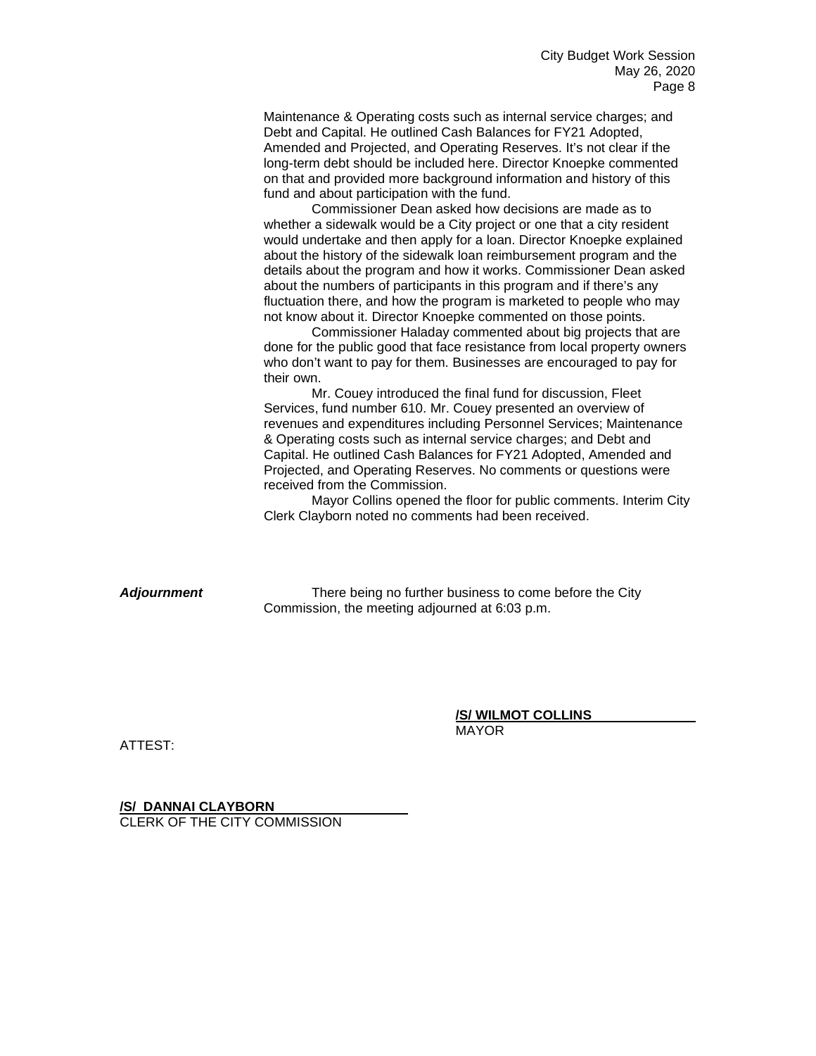Maintenance & Operating costs such as internal service charges; and Debt and Capital. He outlined Cash Balances for FY21 Adopted, Amended and Projected, and Operating Reserves. It's not clear if the long-term debt should be included here. Director Knoepke commented on that and provided more background information and history of this fund and about participation with the fund.

Commissioner Dean asked how decisions are made as to whether a sidewalk would be a City project or one that a city resident would undertake and then apply for a loan. Director Knoepke explained about the history of the sidewalk loan reimbursement program and the details about the program and how it works. Commissioner Dean asked about the numbers of participants in this program and if there's any fluctuation there, and how the program is marketed to people who may not know about it. Director Knoepke commented on those points.

Commissioner Haladay commented about big projects that are done for the public good that face resistance from local property owners who don't want to pay for them. Businesses are encouraged to pay for their own.

Mr. Couey introduced the final fund for discussion, Fleet Services, fund number 610. Mr. Couey presented an overview of revenues and expenditures including Personnel Services; Maintenance & Operating costs such as internal service charges; and Debt and Capital. He outlined Cash Balances for FY21 Adopted, Amended and Projected, and Operating Reserves. No comments or questions were received from the Commission.

Mayor Collins opened the floor for public comments. Interim City Clerk Clayborn noted no comments had been received.

***Adjournment*** There being no further business to come before the City Commission, the meeting adjourned at 6:03 p.m.

**/S/ WILMOT COLLINS**
MAYOR

ATTEST:

**/S/ DANNAI CLAYBORN**
CLERK OF THE CITY COMMISSION